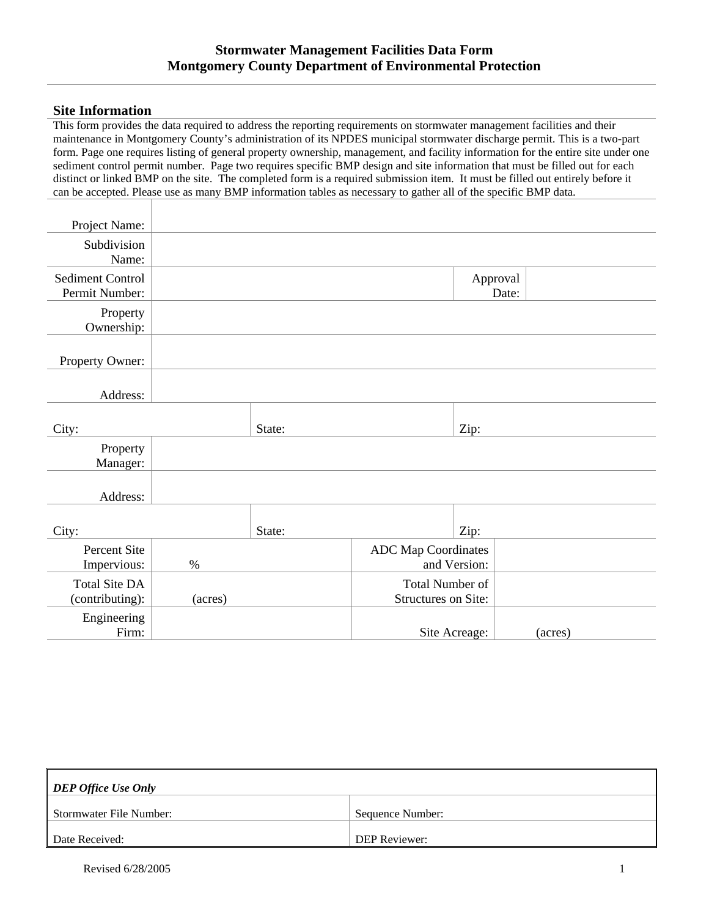# Stormwater Management Facilities Data Form
# Montgomery County Department of Environmental Protection

## Site Information

This form provides the data required to address the reporting requirements on stormwater management facilities and their maintenance in Montgomery County's administration of its NPDES municipal stormwater discharge permit. This is a two-part form. Page one requires listing of general property ownership, management, and facility information for the entire site under one sediment control permit number. Page two requires specific BMP design and site information that must be filled out for each distinct or linked BMP on the site. The completed form is a required submission item. It must be filled out entirely before it can be accepted. Please use as many BMP information tables as necessary to gather all of the specific BMP data.

| | | | |
|---|---|---|---|
| Project Name: | | | |
| Subdivision Name: | | | |
| Sediment Control Permit Number: | | Approval Date: | |
| Property Ownership: | | | |
| Property Owner: | | | |
| Address: | | | |
| City: | State: | Zip: | |
| Property Manager: | | | |
| Address: | | | |
| City: | State: | Zip: | |
| Percent Site Impervious: | % | ADC Map Coordinates and Version: | |
| Total Site DA (contributing): | (acres) | Total Number of Structures on Site: | |
| Engineering Firm: | | Site Acreage: | (acres) |

| ***DEP Office Use Only*** | |
|---|---|
| Stormwater File Number: | Sequence Number: |
| Date Received: | DEP Reviewer: |

Revised 6/28/2005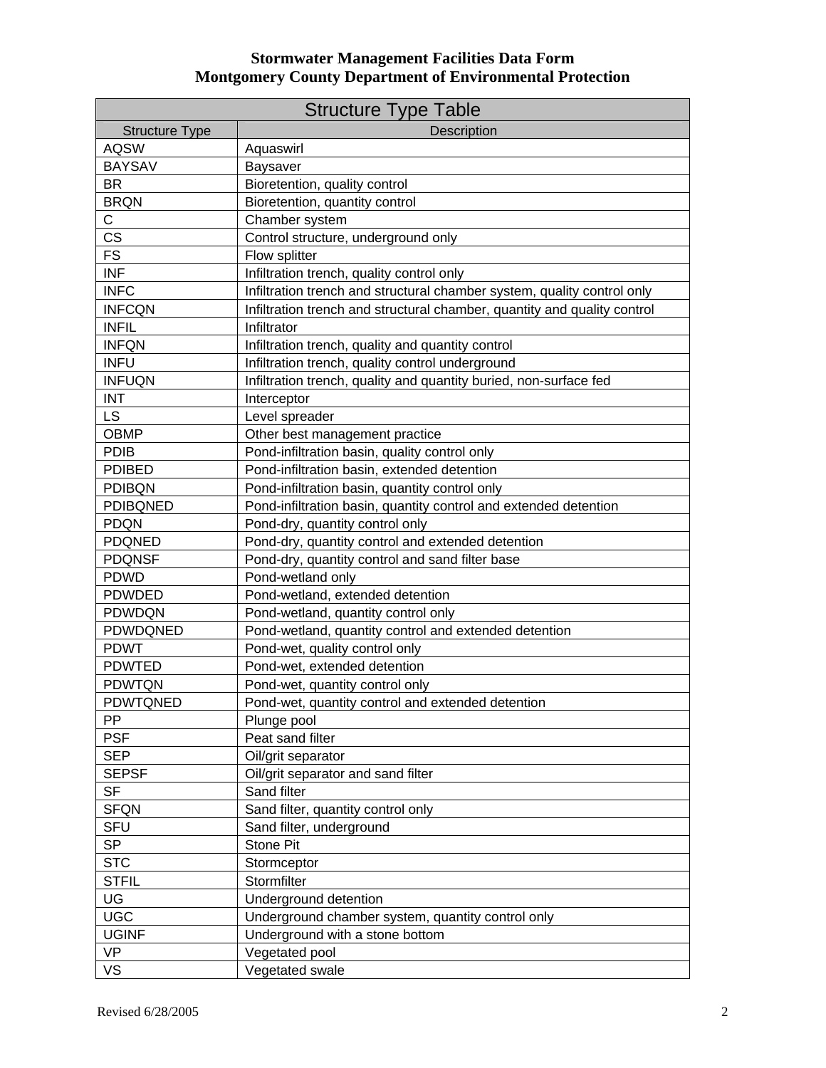# Stormwater Management Facilities Data Form
# Montgomery County Department of Environmental Protection

| Structure Type Table | |
|---|---|
| Structure Type | Description |
| AQSW | Aquaswirl |
| BAYSAV | Baysaver |
| BR | Bioretention, quality control |
| BRQN | Bioretention, quantity control |
| C | Chamber system |
| CS | Control structure, underground only |
| FS | Flow splitter |
| INF | Infiltration trench, quality control only |
| INFC | Infiltration trench and structural chamber system, quality control only |
| INFCQN | Infiltration trench and structural chamber, quantity and quality control |
| INFIL | Infiltrator |
| INFQN | Infiltration trench, quality and quantity control |
| INFU | Infiltration trench, quality control underground |
| INFUQN | Infiltration trench, quality and quantity buried, non-surface fed |
| INT | Interceptor |
| LS | Level spreader |
| OBMP | Other best management practice |
| PDIB | Pond-infiltration basin, quality control only |
| PDIBED | Pond-infiltration basin, extended detention |
| PDIBQN | Pond-infiltration basin, quantity control only |
| PDIBQNED | Pond-infiltration basin, quantity control and extended detention |
| PDQN | Pond-dry, quantity control only |
| PDQNED | Pond-dry, quantity control and extended detention |
| PDQNSF | Pond-dry, quantity control and sand filter base |
| PDWD | Pond-wetland only |
| PDWDED | Pond-wetland, extended detention |
| PDWDQN | Pond-wetland, quantity control only |
| PDWDQNED | Pond-wetland, quantity control and extended detention |
| PDWT | Pond-wet, quality control only |
| PDWTED | Pond-wet, extended detention |
| PDWTQN | Pond-wet, quantity control only |
| PDWTQNED | Pond-wet, quantity control and extended detention |
| PP | Plunge pool |
| PSF | Peat sand filter |
| SEP | Oil/grit separator |
| SEPSF | Oil/grit separator and sand filter |
| SF | Sand filter |
| SFQN | Sand filter, quantity control only |
| SFU | Sand filter, underground |
| SP | Stone Pit |
| STC | Stormceptor |
| STFIL | Stormfilter |
| UG | Underground detention |
| UGC | Underground chamber system, quantity control only |
| UGINF | Underground with a stone bottom |
| VP | Vegetated pool |
| VS | Vegetated swale |

Revised 6/28/2005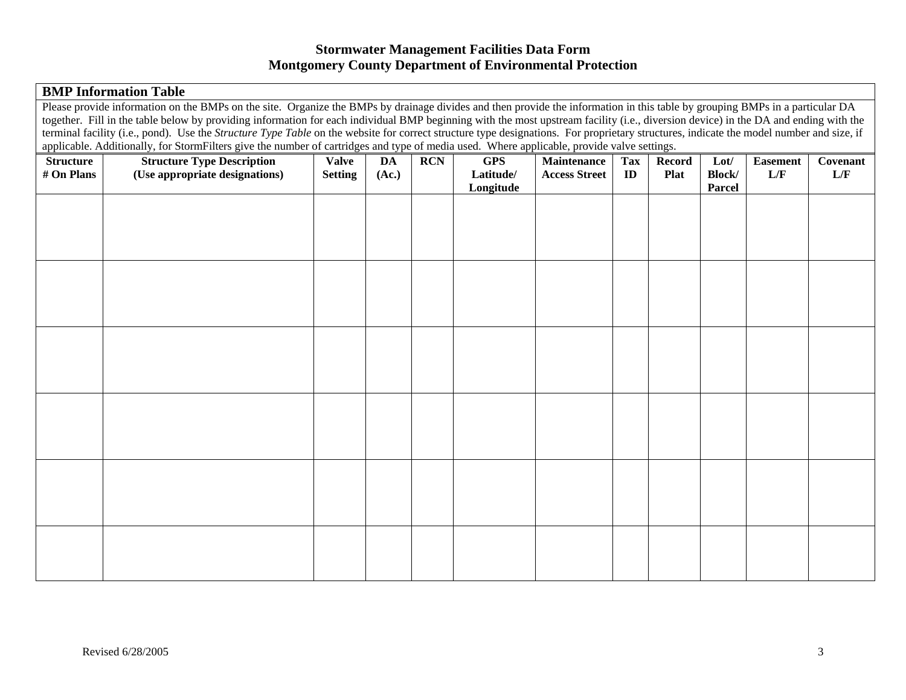# Stormwater Management Facilities Data Form
## Montgomery County Department of Environmental Protection

### BMP Information Table

Please provide information on the BMPs on the site. Organize the BMPs by drainage divides and then provide the information in this table by grouping BMPs in a particular DA together. Fill in the table below by providing information for each individual BMP beginning with the most upstream facility (i.e., diversion device) in the DA and ending with the terminal facility (i.e., pond). Use the *Structure Type Table* on the website for correct structure type designations. For proprietary structures, indicate the model number and size, if applicable. Additionally, for StormFilters give the number of cartridges and type of media used. Where applicable, provide valve settings.

| Structure # On Plans | Structure Type Description (Use appropriate designations) | Valve Setting | DA (Ac.) | RCN | GPS Latitude/ Longitude | Maintenance Access Street | Tax ID | Record Plat | Lot/ Block/ Parcel | Easement L/F | Covenant L/F |
|---|---|---|---|---|---|---|---|---|---|---|---|
| | | | | | | | | | | | |
| | | | | | | | | | | | |
| | | | | | | | | | | | |
| | | | | | | | | | | | |
| | | | | | | | | | | | |
| | | | | | | | | | | | |

Revised 6/28/2005